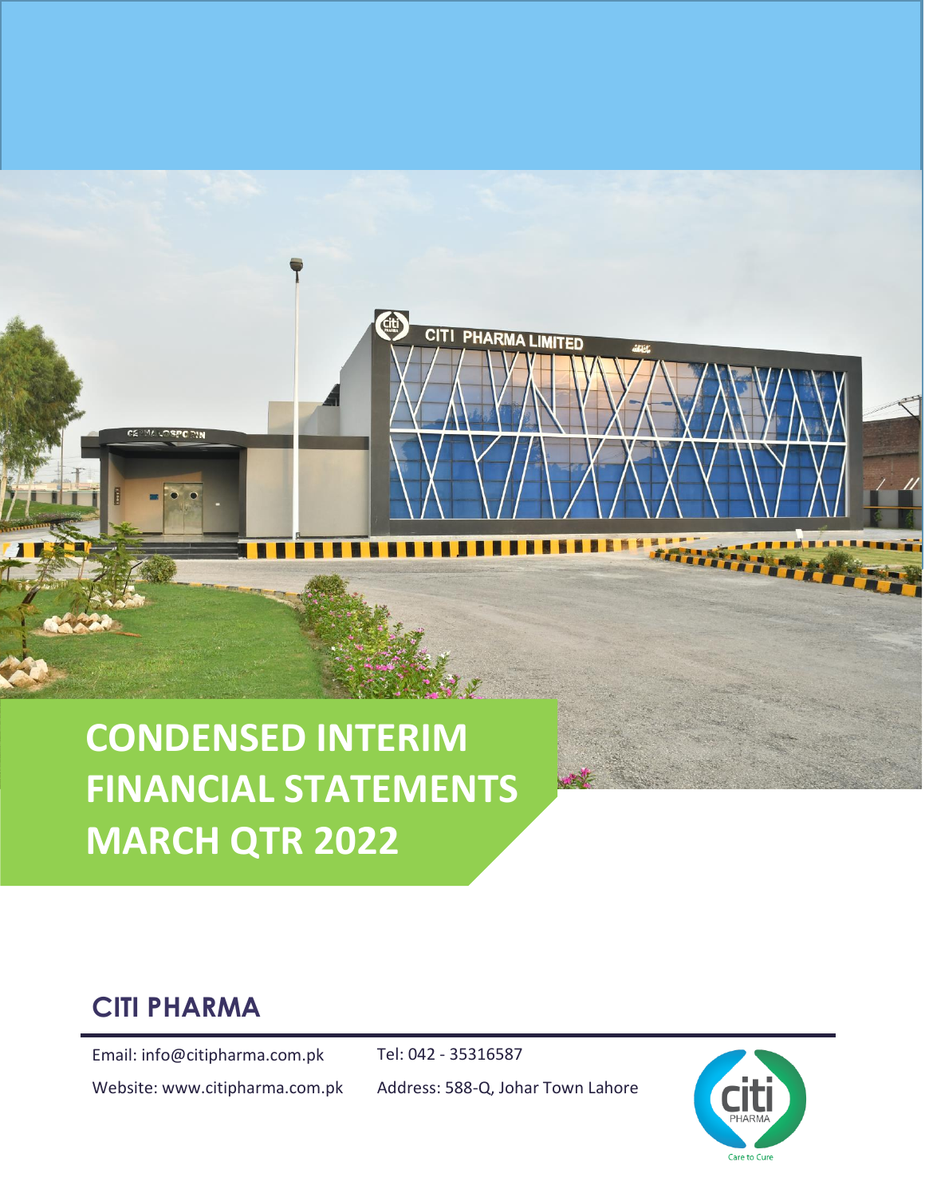# CONDENSED INTERIM FINANCIAL STATEMENTS MARCH QTR 2022

## CITI PHARMA

Email: info@citipharma.com.pk

Website: www.citipharma.com.pk

Tel: 042 - 35316587

Address: 588-Q, Johar Town Lahore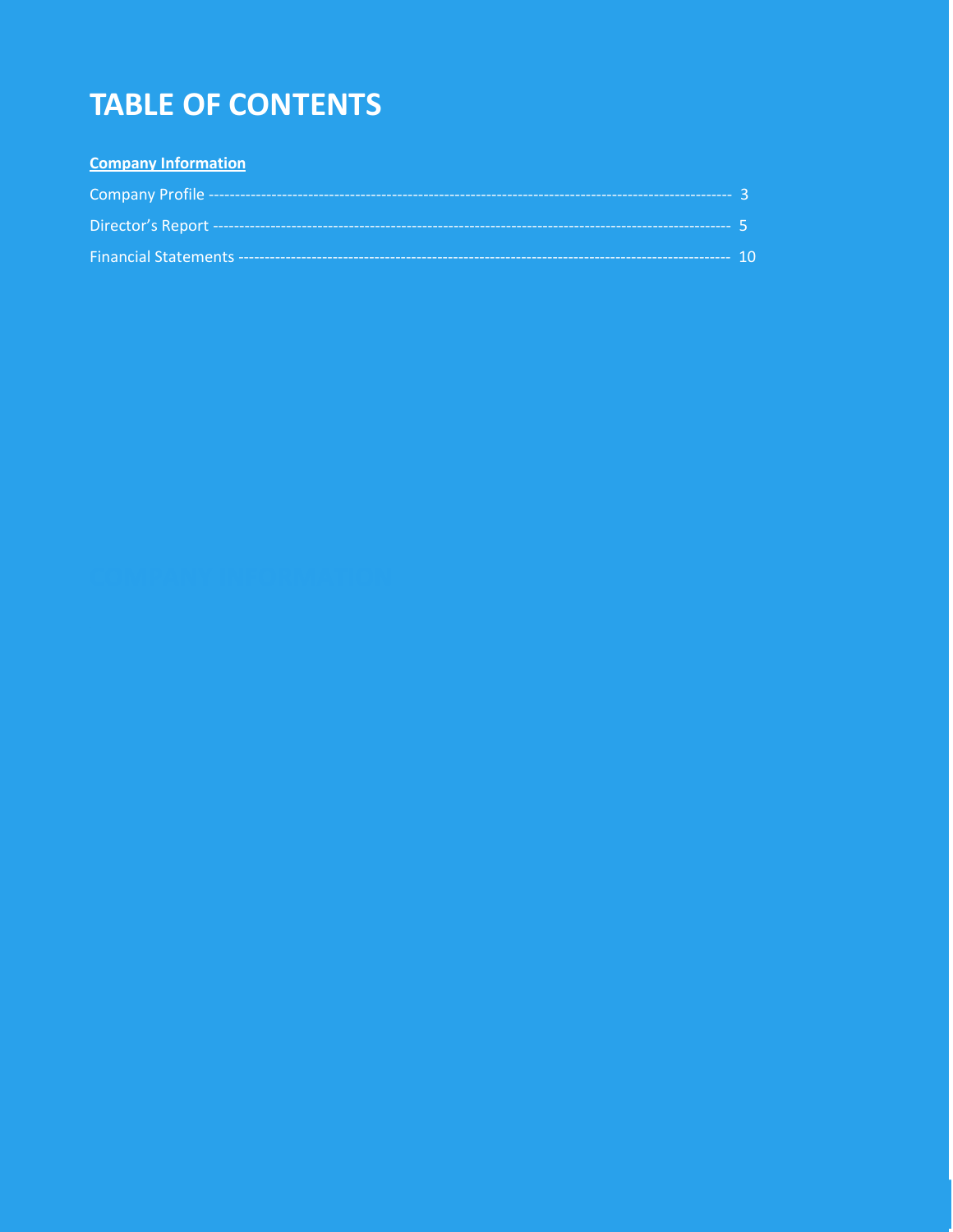# TABLE OF CONTENTS

**Company Information**

Company Profile ---------------------------------------------------------------------------------------------------- 3

Director's Report --------------------------------------------------------------------------------------------------- 5

Financial Statements ------------------------------------------------------------------------------------------- 10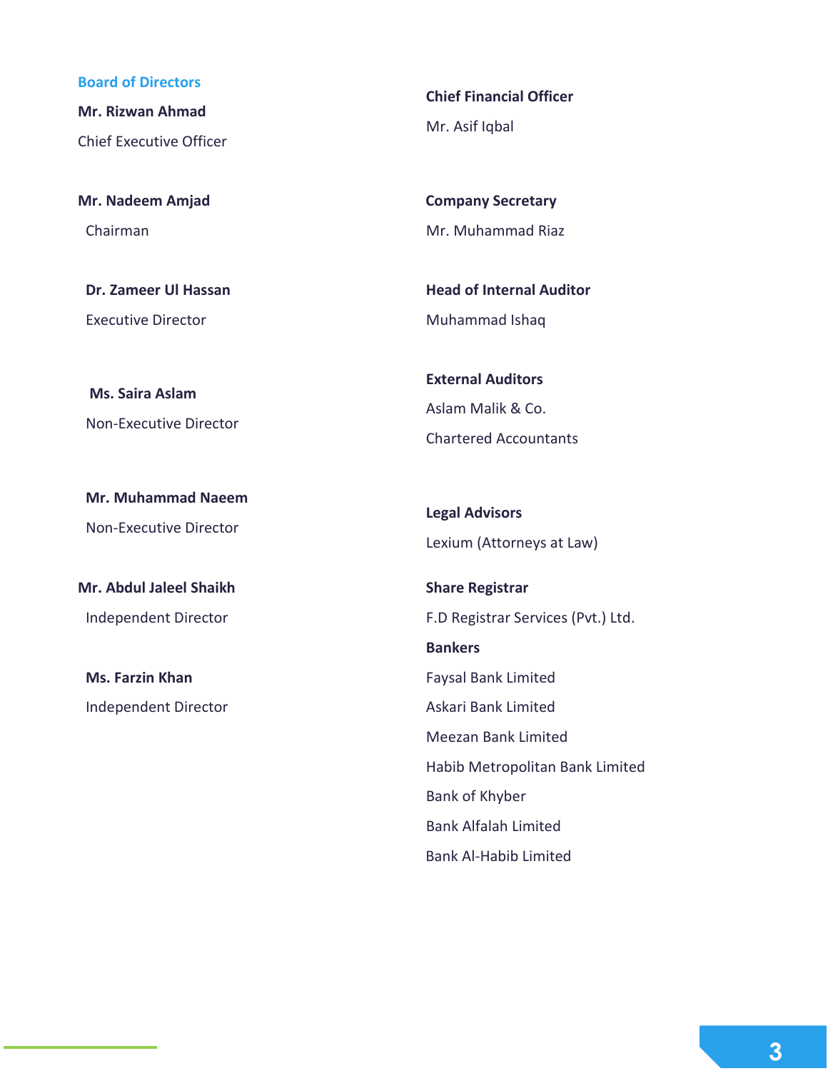## Board of Directors

**Mr. Rizwan Ahmad**
Chief Executive Officer

**Mr. Nadeem Amjad**
Chairman

**Dr. Zameer Ul Hassan**
Executive Director

**Ms. Saira Aslam**
Non-Executive Director

**Mr. Muhammad Naeem**
Non-Executive Director

**Mr. Abdul Jaleel Shaikh**
Independent Director

**Ms. Farzin Khan**
Independent Director

**Chief Financial Officer**
Mr. Asif Iqbal

**Company Secretary**
Mr. Muhammad Riaz

**Head of Internal Auditor**
Muhammad Ishaq

**External Auditors**
Aslam Malik & Co.
Chartered Accountants

**Legal Advisors**
Lexium (Attorneys at Law)

**Share Registrar**
F.D Registrar Services (Pvt.) Ltd.

**Bankers**
Faysal Bank Limited
Askari Bank Limited
Meezan Bank Limited
Habib Metropolitan Bank Limited
Bank of Khyber
Bank Alfalah Limited
Bank Al-Habib Limited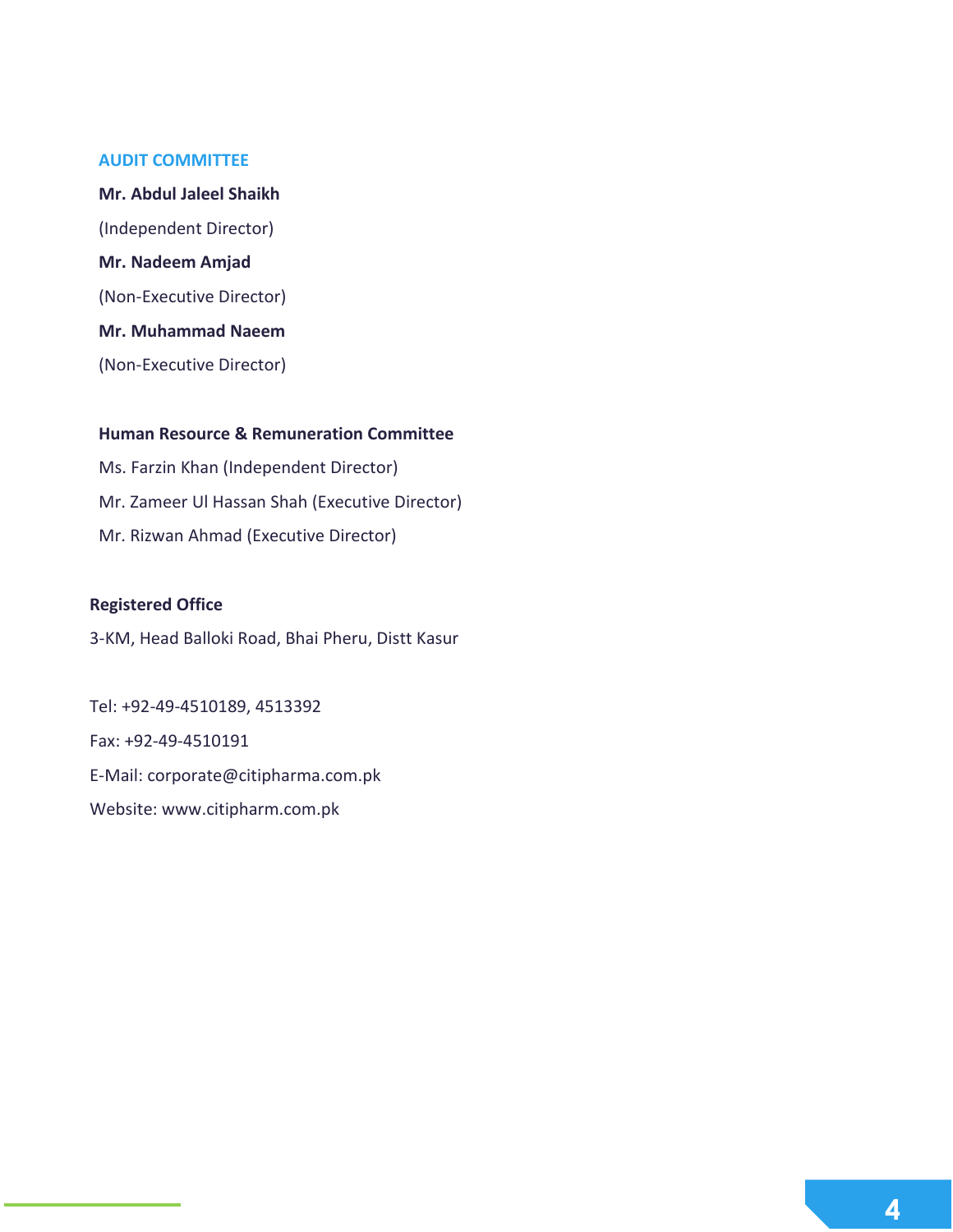## AUDIT COMMITTEE

**Mr. Abdul Jaleel Shaikh**

(Independent Director)

**Mr. Nadeem Amjad**

(Non-Executive Director)

**Mr. Muhammad Naeem**

(Non-Executive Director)

## Human Resource & Remuneration Committee

Ms. Farzin Khan (Independent Director)

Mr. Zameer Ul Hassan Shah (Executive Director)

Mr. Rizwan Ahmad (Executive Director)

## Registered Office

3-KM, Head Balloki Road, Bhai Pheru, Distt Kasur

Tel: +92-49-4510189, 4513392

Fax: +92-49-4510191

E-Mail: corporate@citipharma.com.pk

Website: www.citipharm.com.pk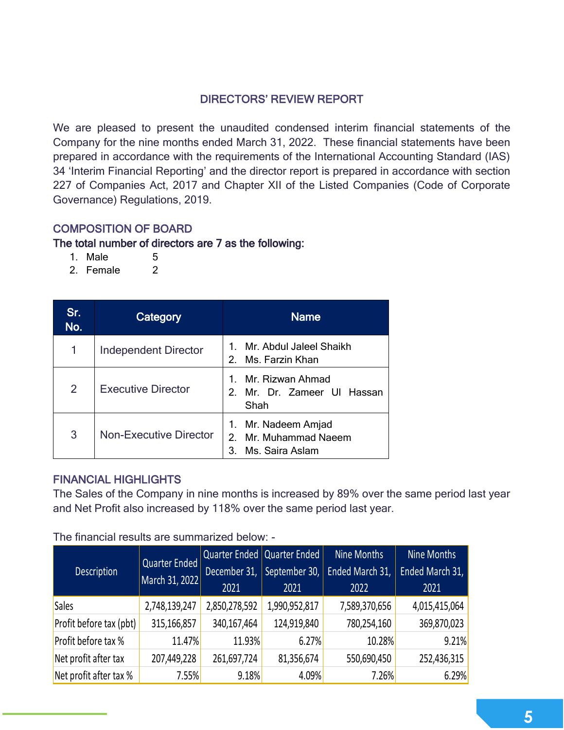## DIRECTORS' REVIEW REPORT

We are pleased to present the unaudited condensed interim financial statements of the Company for the nine months ended March 31, 2022. These financial statements have been prepared in accordance with the requirements of the International Accounting Standard (IAS) 34 'Interim Financial Reporting' and the director report is prepared in accordance with section 227 of Companies Act, 2017 and Chapter XII of the Listed Companies (Code of Corporate Governance) Regulations, 2019.

### COMPOSITION OF BOARD

**The total number of directors are 7 as the following:**

1. Male 5
2. Female 2

| Sr. No. | Category | Name |
|---|---|---|
| 1 | Independent Director | 1. Mr. Abdul Jaleel Shaikh<br>2. Ms. Farzin Khan |
| 2 | Executive Director | 1. Mr. Rizwan Ahmad<br>2. Mr. Dr. Zameer Ul Hassan Shah |
| 3 | Non-Executive Director | 1. Mr. Nadeem Amjad<br>2. Mr. Muhammad Naeem<br>3. Ms. Saira Aslam |

### FINANCIAL HIGHLIGHTS

The Sales of the Company in nine months is increased by 89% over the same period last year and Net Profit also increased by 118% over the same period last year.

The financial results are summarized below: -

| Description | Quarter Ended March 31, 2022 | Quarter Ended December 31, 2021 | Quarter Ended September 30, 2021 | Nine Months Ended March 31, 2022 | Nine Months Ended March 31, 2021 |
|---|---|---|---|---|---|
| Sales | 2,748,139,247 | 2,850,278,592 | 1,990,952,817 | 7,589,370,656 | 4,015,415,064 |
| Profit before tax (pbt) | 315,166,857 | 340,167,464 | 124,919,840 | 780,254,160 | 369,870,023 |
| Profit before tax % | 11.47% | 11.93% | 6.27% | 10.28% | 9.21% |
| Net profit after tax | 207,449,228 | 261,697,724 | 81,356,674 | 550,690,450 | 252,436,315 |
| Net profit after tax % | 7.55% | 9.18% | 4.09% | 7.26% | 6.29% |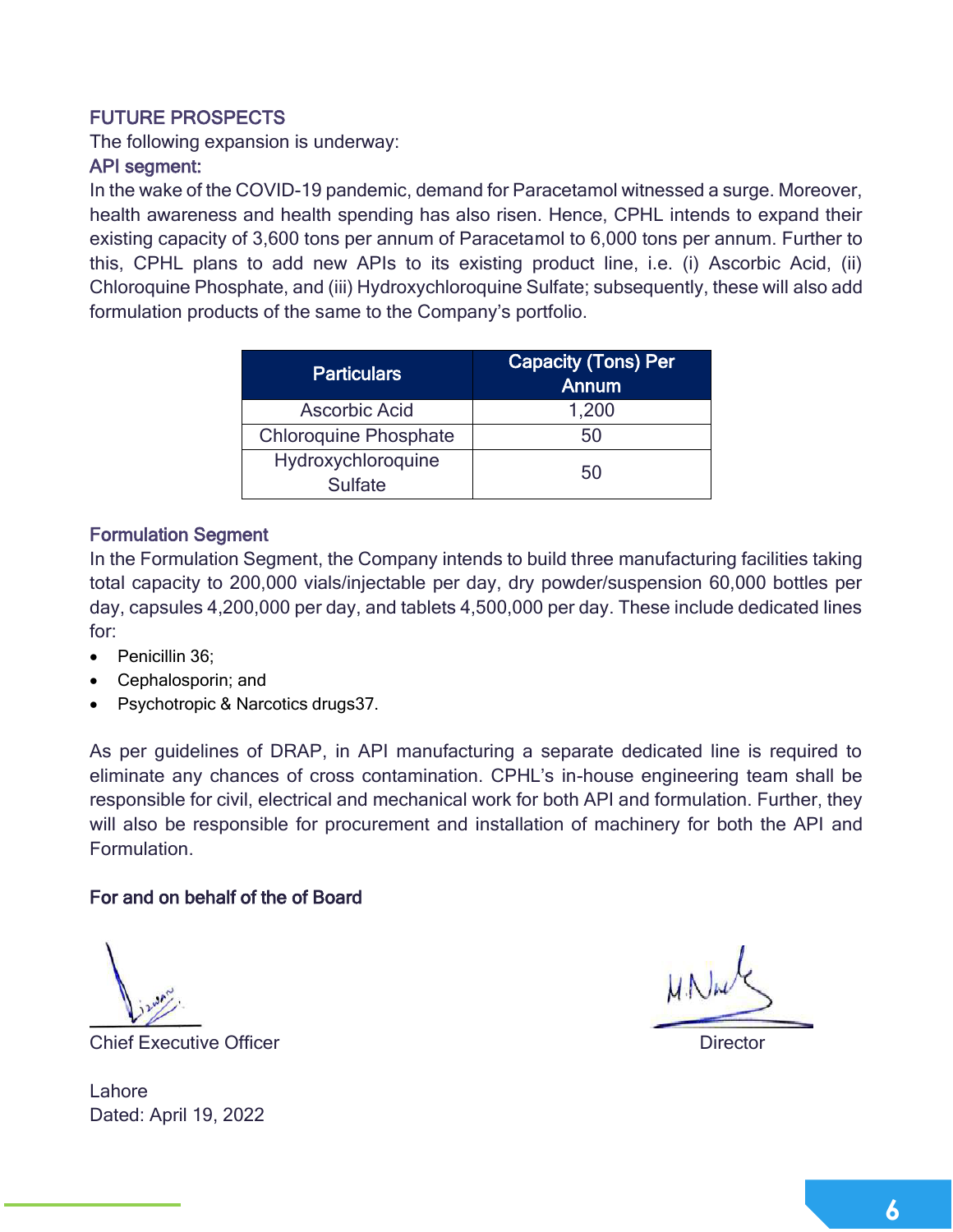## FUTURE PROSPECTS

The following expansion is underway:

### API segment:

In the wake of the COVID-19 pandemic, demand for Paracetamol witnessed a surge. Moreover, health awareness and health spending has also risen. Hence, CPHL intends to expand their existing capacity of 3,600 tons per annum of Paracetamol to 6,000 tons per annum. Further to this, CPHL plans to add new APIs to its existing product line, i.e. (i) Ascorbic Acid, (ii) Chloroquine Phosphate, and (iii) Hydroxychloroquine Sulfate; subsequently, these will also add formulation products of the same to the Company's portfolio.

| Particulars | Capacity (Tons) Per Annum |
|---|---|
| Ascorbic Acid | 1,200 |
| Chloroquine Phosphate | 50 |
| Hydroxychloroquine Sulfate | 50 |

### Formulation Segment

In the Formulation Segment, the Company intends to build three manufacturing facilities taking total capacity to 200,000 vials/injectable per day, dry powder/suspension 60,000 bottles per day, capsules 4,200,000 per day, and tablets 4,500,000 per day. These include dedicated lines for:

- Penicillin 36;
- Cephalosporin; and
- Psychotropic & Narcotics drugs37.

As per guidelines of DRAP, in API manufacturing a separate dedicated line is required to eliminate any chances of cross contamination. CPHL's in-house engineering team shall be responsible for civil, electrical and mechanical work for both API and formulation. Further, they will also be responsible for procurement and installation of machinery for both the API and Formulation.

**For and on behalf of the of Board**

Chief Executive Officer

Director

Lahore
Dated: April 19, 2022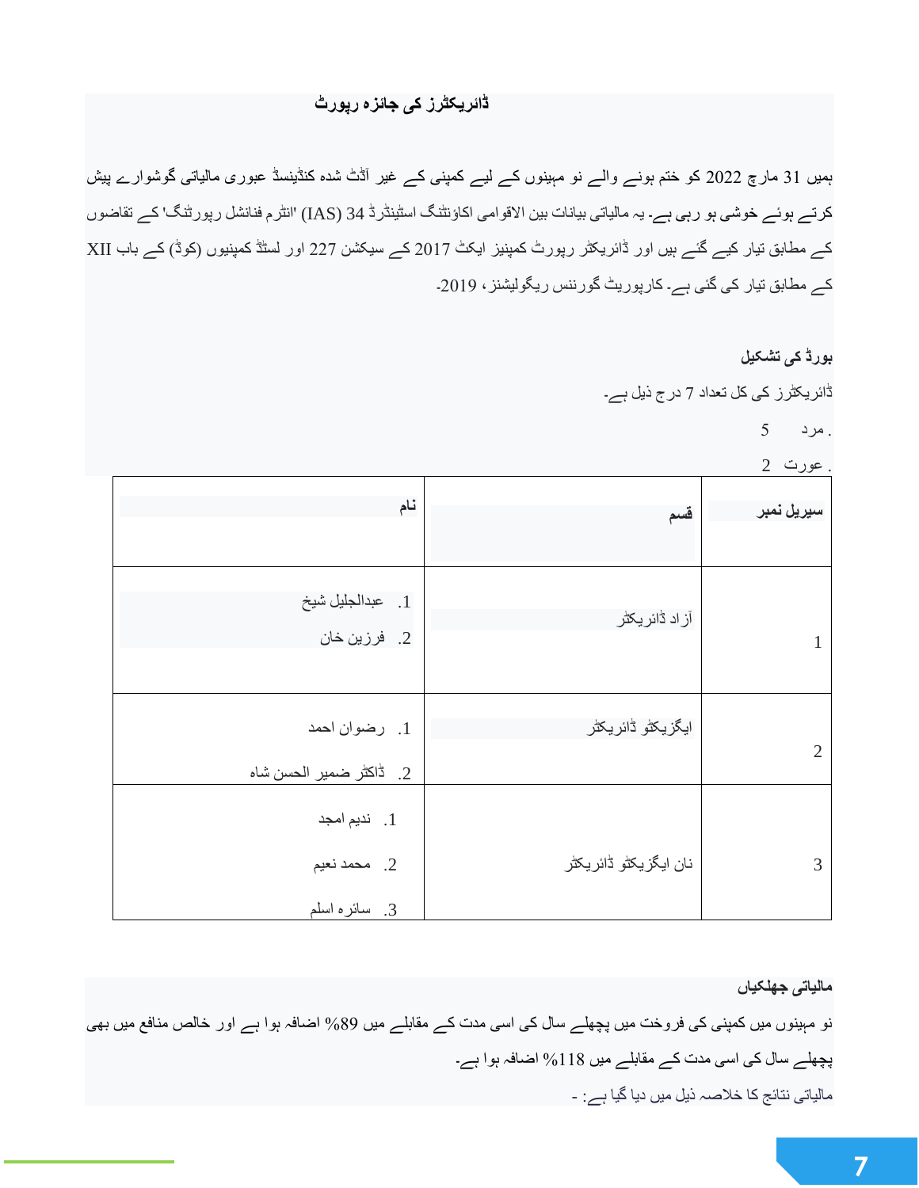## ڈائریکٹرز کی جائزہ رپورٹ

ہمیں 31 مارچ 2022 کو ختم ہونے والے نو مہینوں کے لیے کمپنی کے غیر آڈٹ شدہ کنڈینسڈ عبوری مالیاتی گوشوارے پیش کرتے ہوئے خوشی ہو رہی ہے۔ یہ مالیاتی بیانات بین الاقوامی اکاؤنٹنگ اسٹینڈرڈ 34 (IAS) 'انٹرم فنانشل رپورٹنگ' کے تقاضوں کے مطابق تیار کیے گئے ہیں اور ڈائریکٹر رپورٹ کمپنیز ایکٹ 2017 کے سیکشن 227 اور لسٹڈ کمپنیوں (کوڈ) کے باب XII کے مطابق تیار کی گئی ہے۔ کارپوریٹ گورننس ریگولیشنز، 2019۔

**بورڈ کی تشکیل**

ڈائریکٹرز کی کل تعداد 7 درج ذیل ہے۔

. مرد 5

. عورت 2

| سیریل نمبر | قسم | نام |
|---|---|---|
| 1 | آزاد ڈائریکٹر | 1. عبدالجلیل شیخ<br>2. فرزین خان |
| 2 | ایگزیکٹو ڈائریکٹر | 1. رضوان احمد<br>2. ڈاکٹر ضمیر الحسن شاہ |
| 3 | نان ایگزیکٹو ڈائریکٹر | 1. ندیم امجد<br>2. محمد نعیم<br>3. سائرہ اسلم |

**مالیاتی جھلکیاں**

نو مہینوں میں کمپنی کی فروخت میں پچھلے سال کی اسی مدت کے مقابلے میں 89% اضافہ ہوا ہے اور خالص منافع میں بھی پچھلے سال کی اسی مدت کے مقابلے میں 118% اضافہ ہوا ہے۔

مالیاتی نتائج کا خلاصہ ذیل میں دیا گیا ہے: -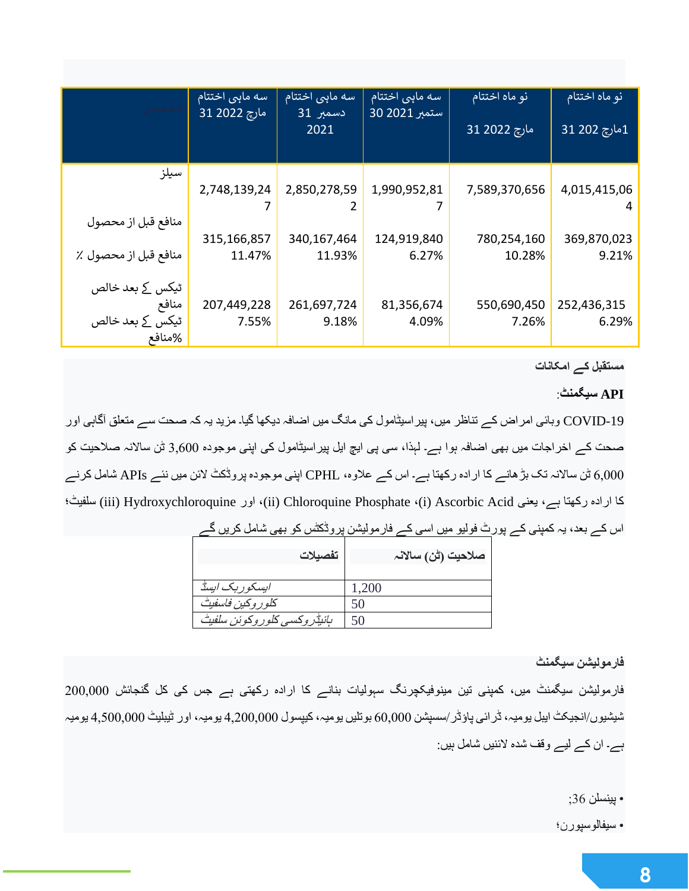| تفصیل | سہ ماہی اختتام 31 مارچ 2022 | سہ ماہی اختتام 31 دسمبر 2021 | سہ ماہی اختتام 30 ستمبر 2021 | نو ماہ اختتام 31 مارچ 2022 | نو ماہ اختتام 31 مارچ 2021 |
|---|---|---|---|---|---|
| سیلز | 2,748,139,247 | 2,850,278,592 | 1,990,952,817 | 7,589,370,656 | 4,015,415,064 |
| منافع قبل از محصول | 315,166,857 | 340,167,464 | 124,919,840 | 780,254,160 | 369,870,023 |
| منافع قبل از محصول ٪ | 11.47% | 11.93% | 6.27% | 10.28% | 9.21% |
| ٹیکس کے بعد خالص منافع | 207,449,228 | 261,697,724 | 81,356,674 | 550,690,450 | 252,436,315 |
| ٹیکس کے بعد خالص منافع% | 7.55% | 9.18% | 4.09% | 7.26% | 6.29% |

**مستقبل کے امکانات**

**API سیگمنٹ**:

COVID-19 وبائی امراض کے تناظر میں، پیراسیٹامول کی مانگ میں اضافہ دیکھا گیا۔ مزید یہ کہ صحت سے متعلق آگاہی اور صحت کے اخراجات میں بھی اضافہ ہوا ہے۔ لہذا، سی پی ایچ ایل پیراسیٹامول کی اپنی موجودہ 3,600 ٹن سالانہ صلاحیت کو 6,000 ٹن سالانہ تک بڑھانے کا ارادہ رکھتا ہے۔ اس کے علاوہ، CPHL اپنی موجودہ پروڈکٹ لائن میں نئے APIs شامل کرنے کا ارادہ رکھتا ہے، یعنی (i) Ascorbic Acid، (ii) Chloroquine Phosphate، اور (iii) Hydroxychloroquine سلفیٹ؛ اس کے بعد، یہ کمپنی کے پورٹ فولیو میں اسی کے فارمولیشن پروڈکٹس کو بھی شامل کریں گے

| تفصیلات | صلاحیت (ٹن) سالانہ |
|---|---|
| *ایسکوربک ایسڈ* | 1,200 |
| *کلوروکین فاسفیٹ* | 50 |
| *ہائیڈروکسی کلوروکوئن سلفیٹ* | 50 |

**فارمولیشن سیگمنٹ**

فارمولیشن سیگمنٹ میں، کمپنی تین مینوفیکچرنگ سہولیات بنانے کا ارادہ رکھتی ہے جس کی کل گنجائش 200,000 شیشیوں/انجیکٹ ایبل یومیہ، ڈرائی پاؤڈر/سسپنشن 60,000 بوتلیں یومیہ، کیپسول 4,200,000 یومیہ، اور ٹیبلیٹ 4,500,000 یومیہ ہے۔ ان کے لیے وقف شدہ لائنیں شامل ہیں:

- پینسلن 36؛
- سیفالوسپورن؛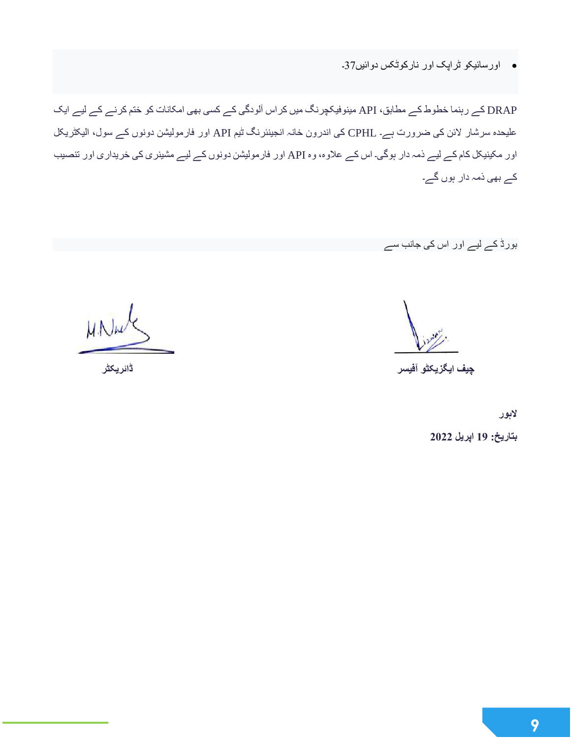- اورسائیکو ٹراپک اور نارکوٹکس دوائیں37۔

DRAP کے رہنما خطوط کے مطابق، API مینوفیکچرنگ میں کراس آلودگی کے کسی بھی امکانات کو ختم کرنے کے لیے ایک علیحدہ سرشار لائن کی ضرورت ہے۔ CPHL کی اندرون خانہ انجینئرنگ ٹیم API اور فارمولیشن دونوں کے سول، الیکٹریکل اور مکینیکل کام کے لیے ذمہ دار ہوگی۔ اس کے علاوہ، وہ API اور فارمولیشن دونوں کے لیے مشینری کی خریداری اور تنصیب کے بھی ذمہ دار ہوں گے۔

بورڈ کے لیے اور اس کی جانب سے

**چیف ایگزیکٹو آفیسر**

**ڈائریکٹر**

**لاہور**

**بتاریخ: 19 اپریل 2022**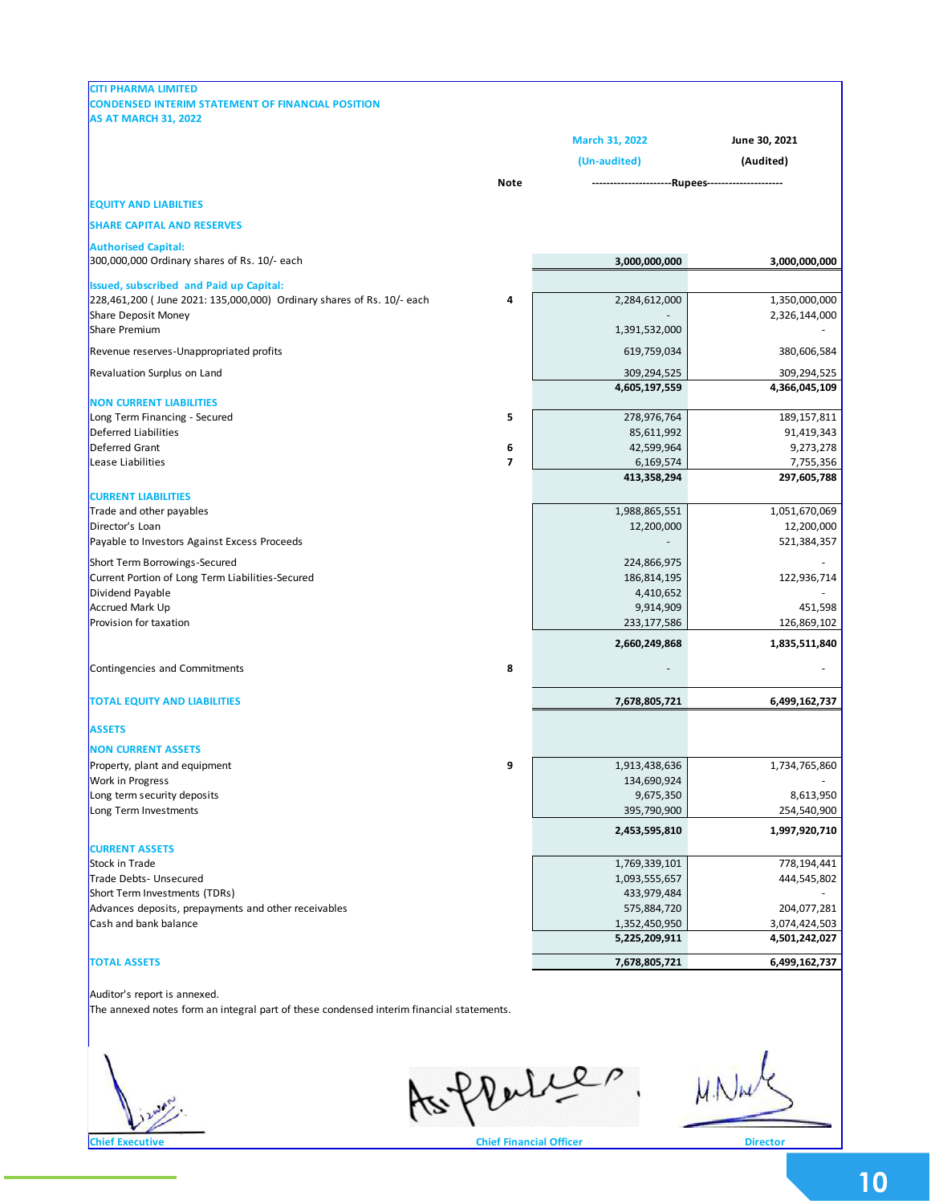**CITI PHARMA LIMITED**
**CONDENSED INTERIM STATEMENT OF FINANCIAL POSITION**
**AS AT MARCH 31, 2022**

| | Note | March 31, 2022 (Un-audited) | June 30, 2021 (Audited) |
|---|---|---|---|
| | | ----------Rupees---------- | |
| **EQUITY AND LIABILTIES** | | | |
| **SHARE CAPITAL AND RESERVES** | | | |
| **Authorised Capital:** | | | |
| 300,000,000 Ordinary shares of Rs. 10/- each | | **3,000,000,000** | **3,000,000,000** |
| **Issued, subscribed and Paid up Capital:** | | | |
| 228,461,200 ( June 2021: 135,000,000) Ordinary shares of Rs. 10/- each | 4 | 2,284,612,000 | 1,350,000,000 |
| Share Deposit Money | | - | 2,326,144,000 |
| Share Premium | | 1,391,532,000 | - |
| Revenue reserves-Unappropriated profits | | 619,759,034 | 380,606,584 |
| Revaluation Surplus on Land | | 309,294,525 | 309,294,525 |
| | | **4,605,197,559** | **4,366,045,109** |
| **NON CURRENT LIABILITIES** | | | |
| Long Term Financing - Secured | 5 | 278,976,764 | 189,157,811 |
| Deferred Liabilities | | 85,611,992 | 91,419,343 |
| Deferred Grant | 6 | 42,599,964 | 9,273,278 |
| Lease Liabilities | 7 | 6,169,574 | 7,755,356 |
| | | **413,358,294** | **297,605,788** |
| **CURRENT LIABILITIES** | | | |
| Trade and other payables | | 1,988,865,551 | 1,051,670,069 |
| Director's Loan | | 12,200,000 | 12,200,000 |
| Payable to Investors Against Excess Proceeds | | - | 521,384,357 |
| Short Term Borrowings-Secured | | 224,866,975 | - |
| Current Portion of Long Term Liabilities-Secured | | 186,814,195 | 122,936,714 |
| Dividend Payable | | 4,410,652 | - |
| Accrued Mark Up | | 9,914,909 | 451,598 |
| Provision for taxation | | 233,177,586 | 126,869,102 |
| | | **2,660,249,868** | **1,835,511,840** |
| Contingencies and Commitments | 8 | - | - |
| **TOTAL EQUITY AND LIABILITIES** | | **7,678,805,721** | **6,499,162,737** |
| **ASSETS** | | | |
| **NON CURRENT ASSETS** | | | |
| Property, plant and equipment | 9 | 1,913,438,636 | 1,734,765,860 |
| Work in Progress | | 134,690,924 | - |
| Long term security deposits | | 9,675,350 | 8,613,950 |
| Long Term Investments | | 395,790,900 | 254,540,900 |
| | | **2,453,595,810** | **1,997,920,710** |
| **CURRENT ASSETS** | | | |
| Stock in Trade | | 1,769,339,101 | 778,194,441 |
| Trade Debts- Unsecured | | 1,093,555,657 | 444,545,802 |
| Short Term Investments (TDRs) | | 433,979,484 | - |
| Advances deposits, prepayments and other receivables | | 575,884,720 | 204,077,281 |
| Cash and bank balance | | 1,352,450,950 | 3,074,424,503 |
| | | **5,225,209,911** | **4,501,242,027** |
| **TOTAL ASSETS** | | **7,678,805,721** | **6,499,162,737** |

Auditor's report is annexed.
The annexed notes form an integral part of these condensed interim financial statements.

**Chief Executive** | **Chief Financial Officer** | **Director**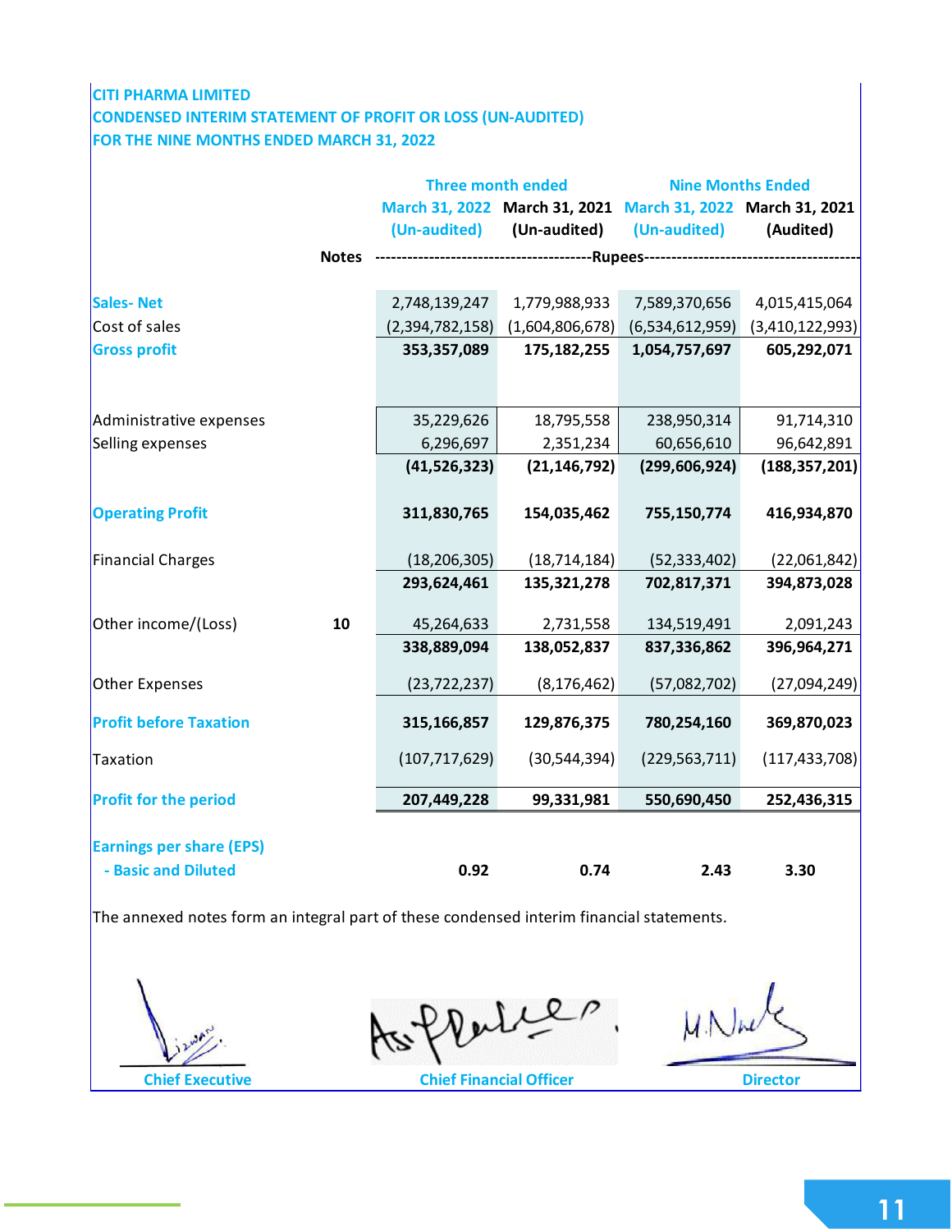**CITI PHARMA LIMITED**

**CONDENSED INTERIM STATEMENT OF PROFIT OR LOSS (UN-AUDITED)**

**FOR THE NINE MONTHS ENDED MARCH 31, 2022**

| | Notes | Three month ended | | Nine Months Ended | |
|---|---|---|---|---|---|
| | | March 31, 2022 (Un-audited) | March 31, 2021 (Un-audited) | March 31, 2022 (Un-audited) | March 31, 2021 (Audited) |
| | | Rupees | | | |
| **Sales- Net** | | 2,748,139,247 | 1,779,988,933 | 7,589,370,656 | 4,015,415,064 |
| Cost of sales | | (2,394,782,158) | (1,604,806,678) | (6,534,612,959) | (3,410,122,993) |
| **Gross profit** | | **353,357,089** | **175,182,255** | **1,054,757,697** | **605,292,071** |
| Administrative expenses | | 35,229,626 | 18,795,558 | 238,950,314 | 91,714,310 |
| Selling expenses | | 6,296,697 | 2,351,234 | 60,656,610 | 96,642,891 |
| | | **(41,526,323)** | **(21,146,792)** | **(299,606,924)** | **(188,357,201)** |
| **Operating Profit** | | **311,830,765** | **154,035,462** | **755,150,774** | **416,934,870** |
| Financial Charges | | (18,206,305) | (18,714,184) | (52,333,402) | (22,061,842) |
| | | **293,624,461** | **135,321,278** | **702,817,371** | **394,873,028** |
| Other income/(Loss) | 10 | 45,264,633 | 2,731,558 | 134,519,491 | 2,091,243 |
| | | **338,889,094** | **138,052,837** | **837,336,862** | **396,964,271** |
| Other Expenses | | (23,722,237) | (8,176,462) | (57,082,702) | (27,094,249) |
| **Profit before Taxation** | | **315,166,857** | **129,876,375** | **780,254,160** | **369,870,023** |
| Taxation | | (107,717,629) | (30,544,394) | (229,563,711) | (117,433,708) |
| **Profit for the period** | | **207,449,228** | **99,331,981** | **550,690,450** | **252,436,315** |
| **Earnings per share (EPS)** | | | | | |
| **- Basic and Diluted** | | **0.92** | **0.74** | **2.43** | **3.30** |

The annexed notes form an integral part of these condensed interim financial statements.

| Chief Executive | Chief Financial Officer | Director |
|---|---|---|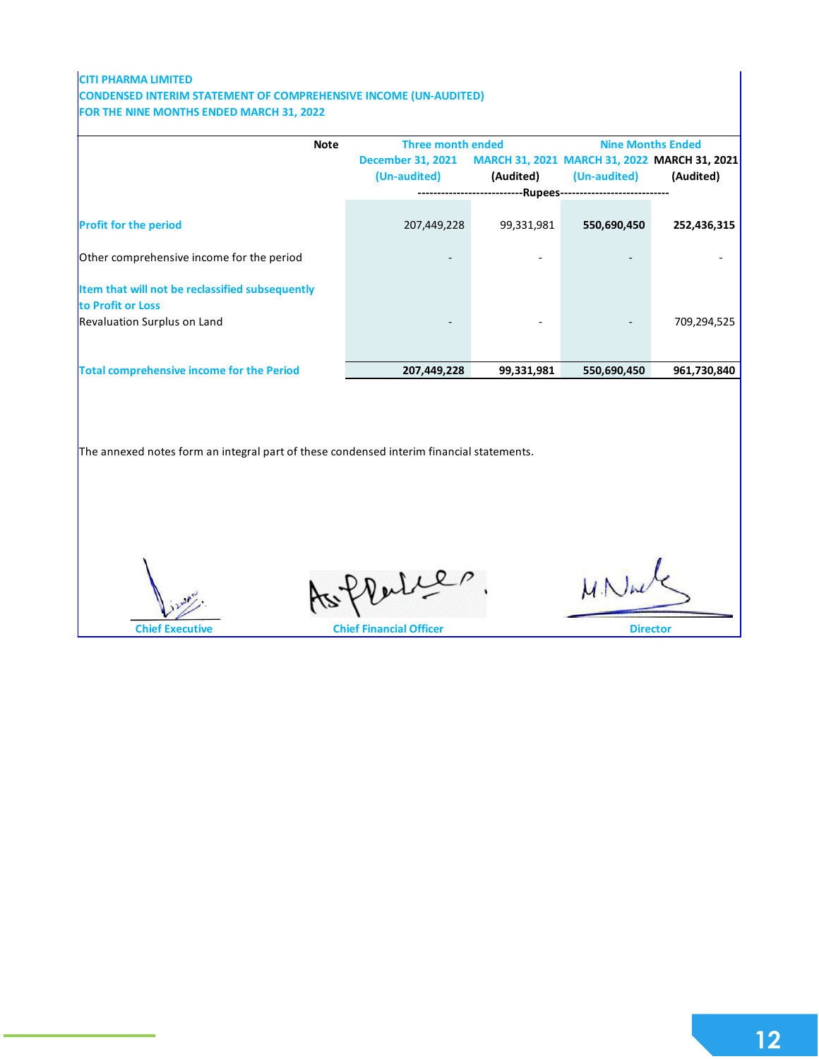**CITI PHARMA LIMITED**
**CONDENSED INTERIM STATEMENT OF COMPREHENSIVE INCOME (UN-AUDITED)**
**FOR THE NINE MONTHS ENDED MARCH 31, 2022**

| | Note | Three month ended | | Nine Months Ended | |
|---|---|---|---|---|---|
| | | December 31, 2021 (Un-audited) | MARCH 31, 2021 (Audited) | MARCH 31, 2022 (Un-audited) | MARCH 31, 2021 (Audited) |
| | | --------------------------Rupees | | ---------------------------- | |
| **Profit for the period** | | 207,449,228 | 99,331,981 | **550,690,450** | **252,436,315** |
| Other comprehensive income for the period | | - | - | - | - |
| **Item that will not be reclassified subsequently to Profit or Loss** | | | | | |
| Revaluation Surplus on Land | | - | - | - | 709,294,525 |
| **Total comprehensive income for the Period** | | **207,449,228** | **99,331,981** | **550,690,450** | **961,730,840** |

The annexed notes form an integral part of these condensed interim financial statements.

| Chief Executive | Chief Financial Officer | Director |
|---|---|---|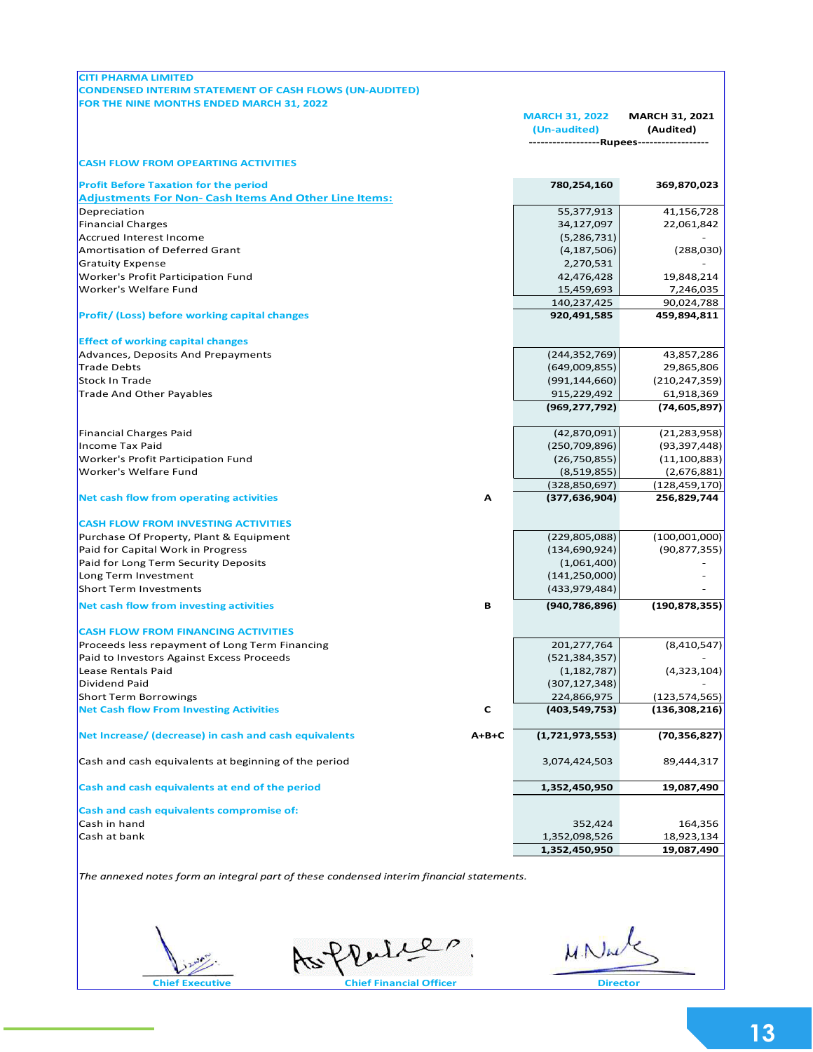**CITI PHARMA LIMITED**
**CONDENSED INTERIM STATEMENT OF CASH FLOWS (UN-AUDITED)**
**FOR THE NINE MONTHS ENDED MARCH 31, 2022**

| | | MARCH 31, 2022 (Un-audited) | MARCH 31, 2021 (Audited) |
|---|---|---|---|
| | | ------------------Rupees------------------ | |
| **CASH FLOW FROM OPEARTING ACTIVITIES** | | | |
| **Profit Before Taxation for the period** | | **780,254,160** | **369,870,023** |
| **Adjustments For Non- Cash Items And Other Line Items:** | | | |
| Depreciation | | 55,377,913 | 41,156,728 |
| Financial Charges | | 34,127,097 | 22,061,842 |
| Accrued Interest Income | | (5,286,731) | - |
| Amortisation of Deferred Grant | | (4,187,506) | (288,030) |
| Gratuity Expense | | 2,270,531 | - |
| Worker's Profit Participation Fund | | 42,476,428 | 19,848,214 |
| Worker's Welfare Fund | | 15,459,693 | 7,246,035 |
| | | 140,237,425 | 90,024,788 |
| **Profit/ (Loss) before working capital changes** | | **920,491,585** | **459,894,811** |
| **Effect of working capital changes** | | | |
| Advances, Deposits And Prepayments | | (244,352,769) | 43,857,286 |
| Trade Debts | | (649,009,855) | 29,865,806 |
| Stock In Trade | | (991,144,660) | (210,247,359) |
| Trade And Other Payables | | 915,229,492 | 61,918,369 |
| | | **(969,277,792)** | **(74,605,897)** |
| Financial Charges Paid | | (42,870,091) | (21,283,958) |
| Income Tax Paid | | (250,709,896) | (93,397,448) |
| Worker's Profit Participation Fund | | (26,750,855) | (11,100,883) |
| Worker's Welfare Fund | | (8,519,855) | (2,676,881) |
| | | (328,850,697) | (128,459,170) |
| **Net cash flow from operating activities** | **A** | **(377,636,904)** | **256,829,744** |
| **CASH FLOW FROM INVESTING ACTIVITIES** | | | |
| Purchase Of Property, Plant & Equipment | | (229,805,088) | (100,001,000) |
| Paid for Capital Work in Progress | | (134,690,924) | (90,877,355) |
| Paid for Long Term Security Deposits | | (1,061,400) | - |
| Long Term Investment | | (141,250,000) | - |
| Short Term Investments | | (433,979,484) | - |
| **Net cash flow from investing activities** | **B** | **(940,786,896)** | **(190,878,355)** |
| **CASH FLOW FROM FINANCING ACTIVITIES** | | | |
| Proceeds less repayment of Long Term Financing | | 201,277,764 | (8,410,547) |
| Paid to Investors Against Excess Proceeds | | (521,384,357) | - |
| Lease Rentals Paid | | (1,182,787) | (4,323,104) |
| Dividend Paid | | (307,127,348) | - |
| Short Term Borrowings | | 224,866,975 | (123,574,565) |
| **Net Cash flow From Investing Activities** | **C** | **(403,549,753)** | **(136,308,216)** |
| **Net Increase/ (decrease) in cash and cash equivalents** | **A+B+C** | **(1,721,973,553)** | **(70,356,827)** |
| Cash and cash equivalents at beginning of the period | | 3,074,424,503 | 89,444,317 |
| **Cash and cash equivalents at end of the period** | | **1,352,450,950** | **19,087,490** |
| **Cash and cash equivalents compromise of:** | | | |
| Cash in hand | | 352,424 | 164,356 |
| Cash at bank | | 1,352,098,526 | 18,923,134 |
| | | **1,352,450,950** | **19,087,490** |

*The annexed notes form an integral part of these condensed interim financial statements.*

**Chief Executive** | **Chief Financial Officer** | **Director**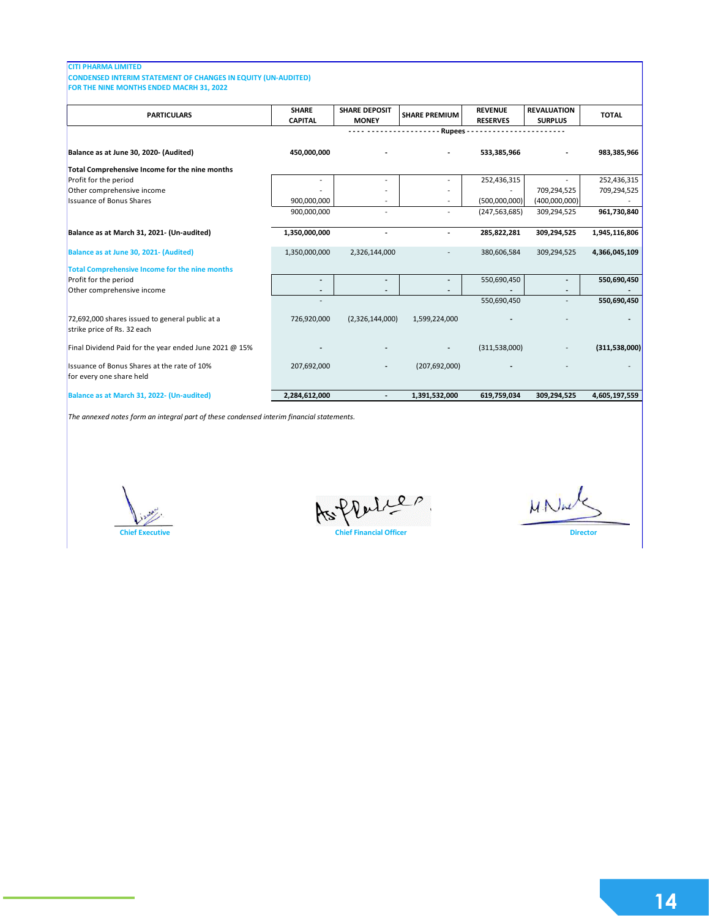CITI PHARMA LIMITED

CONDENSED INTERIM STATEMENT OF CHANGES IN EQUITY (UN-AUDITED)

FOR THE NINE MONTHS ENDED MACRH 31, 2022

| PARTICULARS | SHARE CAPITAL | SHARE DEPOSIT MONEY | SHARE PREMIUM | REVENUE RESERVES | REVALUATION SURPLUS | TOTAL |
|---|---|---|---|---|---|---|
| | ---- | ---- | ---- | Rupees ---- | ---- | ---- |
| **Balance as at June 30, 2020- (Audited)** | **450,000,000** | **-** | **-** | **533,385,966** | **-** | **983,385,966** |
| **Total Comprehensive Income for the nine months** | | | | | | |
| Profit for the period | - | - | - | 252,436,315 | - | 252,436,315 |
| Other comprehensive income | - | - | - | - | 709,294,525 | 709,294,525 |
| Issuance of Bonus Shares | 900,000,000 | - | - | (500,000,000) | (400,000,000) | - |
| | 900,000,000 | - | - | (247,563,685) | 309,294,525 | **961,730,840** |
| **Balance as at March 31, 2021- (Un-audited)** | **1,350,000,000** | **-** | **-** | **285,822,281** | **309,294,525** | **1,945,116,806** |
| **Balance as at June 30, 2021- (Audited)** | 1,350,000,000 | 2,326,144,000 | - | 380,606,584 | 309,294,525 | **4,366,045,109** |
| **Total Comprehensive Income for the nine months** | | | | | | |
| Profit for the period | **-** | **-** | **-** | 550,690,450 | **-** | **550,690,450** |
| Other comprehensive income | **-** | **-** | **-** | **-** | **-** | **-** |
| | - | | | 550,690,450 | - | **550,690,450** |
| 72,692,000 shares issued to general public at a strike price of Rs. 32 each | 726,920,000 | (2,326,144,000) | 1,599,224,000 | **-** | - | **-** |
| Final Dividend Paid for the year ended June 2021 @ 15% | **-** | **-** | **-** | (311,538,000) | - | **(311,538,000)** |
| Issuance of Bonus Shares at the rate of 10% for every one share held | 207,692,000 | **-** | (207,692,000) | **-** | - | - |
| **Balance as at March 31, 2022- (Un-audited)** | **2,284,612,000** | **-** | **1,391,532,000** | **619,759,034** | **309,294,525** | **4,605,197,559** |

*The annexed notes form an integral part of these condensed interim financial statements.*

Chief Executive　　　　Chief Financial Officer　　　　Director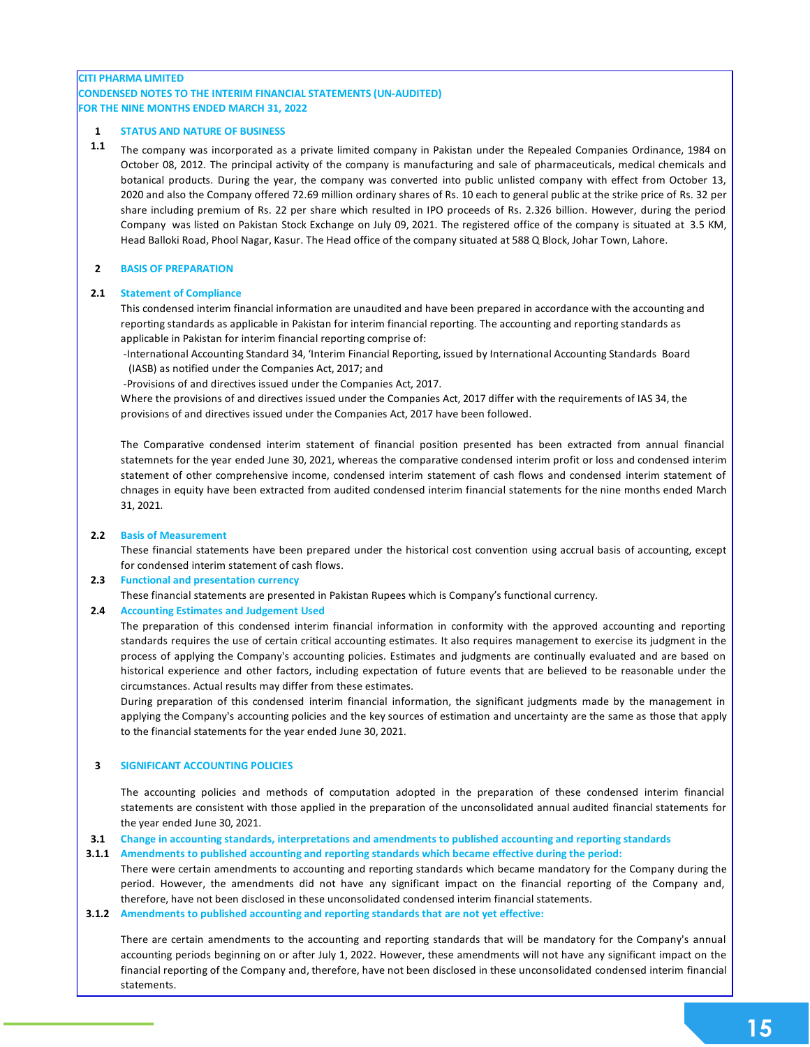**CITI PHARMA LIMITED**
**CONDENSED NOTES TO THE INTERIM FINANCIAL STATEMENTS (UN-AUDITED)**
**FOR THE NINE MONTHS ENDED MARCH 31, 2022**

## 1 STATUS AND NATURE OF BUSINESS

**1.1** The company was incorporated as a private limited company in Pakistan under the Repealed Companies Ordinance, 1984 on October 08, 2012. The principal activity of the company is manufacturing and sale of pharmaceuticals, medical chemicals and botanical products. During the year, the company was converted into public unlisted company with effect from October 13, 2020 and also the Company offered 72.69 million ordinary shares of Rs. 10 each to general public at the strike price of Rs. 32 per share including premium of Rs. 22 per share which resulted in IPO proceeds of Rs. 2.326 billion. However, during the period Company was listed on Pakistan Stock Exchange on July 09, 2021. The registered office of the company is situated at 3.5 KM, Head Balloki Road, Phool Nagar, Kasur. The Head office of the company situated at 588 Q Block, Johar Town, Lahore.

## 2 BASIS OF PREPARATION

### 2.1 Statement of Compliance

This condensed interim financial information are unaudited and have been prepared in accordance with the accounting and reporting standards as applicable in Pakistan for interim financial reporting. The accounting and reporting standards as applicable in Pakistan for interim financial reporting comprise of:

- International Accounting Standard 34, 'Interim Financial Reporting, issued by International Accounting Standards Board (IASB) as notified under the Companies Act, 2017; and
- Provisions of and directives issued under the Companies Act, 2017.

Where the provisions of and directives issued under the Companies Act, 2017 differ with the requirements of IAS 34, the provisions of and directives issued under the Companies Act, 2017 have been followed.

The Comparative condensed interim statement of financial position presented has been extracted from annual financial statemnets for the year ended June 30, 2021, whereas the comparative condensed interim profit or loss and condensed interim statement of other comprehensive income, condensed interim statement of cash flows and condensed interim statement of chnages in equity have been extracted from audited condensed interim financial statements for the nine months ended March 31, 2021.

### 2.2 Basis of Measurement

These financial statements have been prepared under the historical cost convention using accrual basis of accounting, except for condensed interim statement of cash flows.

### 2.3 Functional and presentation currency

These financial statements are presented in Pakistan Rupees which is Company's functional currency.

### 2.4 Accounting Estimates and Judgement Used

The preparation of this condensed interim financial information in conformity with the approved accounting and reporting standards requires the use of certain critical accounting estimates. It also requires management to exercise its judgment in the process of applying the Company's accounting policies. Estimates and judgments are continually evaluated and are based on historical experience and other factors, including expectation of future events that are believed to be reasonable under the circumstances. Actual results may differ from these estimates.

During preparation of this condensed interim financial information, the significant judgments made by the management in applying the Company's accounting policies and the key sources of estimation and uncertainty are the same as those that apply to the financial statements for the year ended June 30, 2021.

## 3 SIGNIFICANT ACCOUNTING POLICIES

The accounting policies and methods of computation adopted in the preparation of these condensed interim financial statements are consistent with those applied in the preparation of the unconsolidated annual audited financial statements for the year ended June 30, 2021.

### 3.1 Change in accounting standards, interpretations and amendments to published accounting and reporting standards

#### 3.1.1 Amendments to published accounting and reporting standards which became effective during the period:

There were certain amendments to accounting and reporting standards which became mandatory for the Company during the period. However, the amendments did not have any significant impact on the financial reporting of the Company and, therefore, have not been disclosed in these unconsolidated condensed interim financial statements.

#### 3.1.2 Amendments to published accounting and reporting standards that are not yet effective:

There are certain amendments to the accounting and reporting standards that will be mandatory for the Company's annual accounting periods beginning on or after July 1, 2022. However, these amendments will not have any significant impact on the financial reporting of the Company and, therefore, have not been disclosed in these unconsolidated condensed interim financial statements.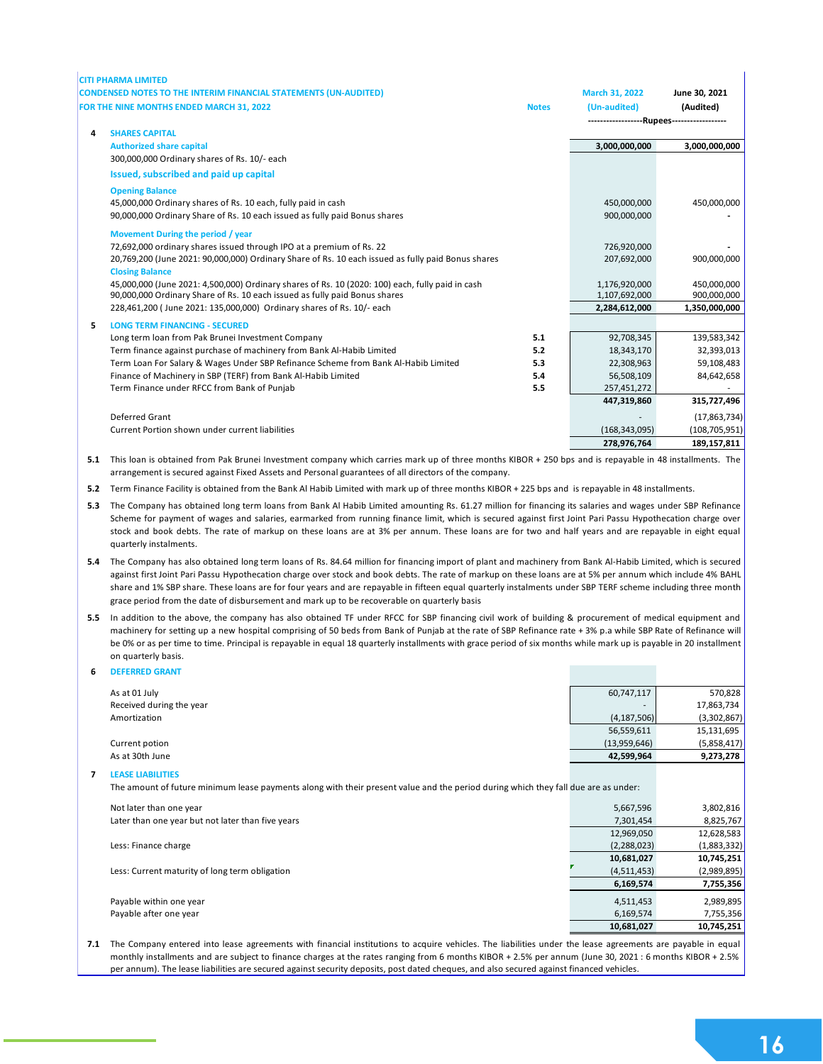**CITI PHARMA LIMITED**
**CONDENSED NOTES TO THE INTERIM FINANCIAL STATEMENTS (UN-AUDITED)**
**FOR THE NINE MONTHS ENDED MARCH 31, 2022**

| | | Notes | March 31, 2022 (Un-audited) | June 30, 2021 (Audited) |
|---|---|---|---|---|
| | | | ------Rupees------ | |
| **4** | **SHARES CAPITAL** | | | |
| | **Authorized share capital** | | **3,000,000,000** | **3,000,000,000** |
| | 300,000,000 Ordinary shares of Rs. 10/- each | | | |
| | **Issued, subscribed and paid up capital** | | | |
| | **Opening Balance** | | | |
| | 45,000,000 Ordinary shares of Rs. 10 each, fully paid in cash | | 450,000,000 | 450,000,000 |
| | 90,000,000 Ordinary Share of Rs. 10 each issued as fully paid Bonus shares | | 900,000,000 | - |
| | **Movement During the period / year** | | | |
| | 72,692,000 ordinary shares issued through IPO at a premium of Rs. 22 | | 726,920,000 | - |
| | 20,769,200 (June 2021: 90,000,000) Ordinary Share of Rs. 10 each issued as fully paid Bonus shares | | 207,692,000 | 900,000,000 |
| | **Closing Balance** | | | |
| | 45,000,000 (June 2021: 4,500,000) Ordinary shares of Rs. 10 (2020: 100) each, fully paid in cash | | 1,176,920,000 | 450,000,000 |
| | 90,000,000 Ordinary Share of Rs. 10 each issued as fully paid Bonus shares | | 1,107,692,000 | 900,000,000 |
| | 228,461,200 ( June 2021: 135,000,000) Ordinary shares of Rs. 10/- each | | **2,284,612,000** | **1,350,000,000** |
| **5** | **LONG TERM FINANCING - SECURED** | | | |
| | Long term loan from Pak Brunei Investment Company | 5.1 | 92,708,345 | 139,583,342 |
| | Term finance against purchase of machinery from Bank Al-Habib Limited | 5.2 | 18,343,170 | 32,393,013 |
| | Term Loan For Salary & Wages Under SBP Refinance Scheme from Bank Al-Habib Limited | 5.3 | 22,308,963 | 59,108,483 |
| | Finance of Machinery in SBP (TERF) from Bank Al-Habib Limited | 5.4 | 56,508,109 | 84,642,658 |
| | Term Finance under RFCC from Bank of Punjab | 5.5 | 257,451,272 | - |
| | | | **447,319,860** | **315,727,496** |
| | Deferred Grant | | - | (17,863,734) |
| | Current Portion shown under current liabilities | | (168,343,095) | (108,705,951) |
| | | | **278,976,764** | **189,157,811** |

**5.1** This loan is obtained from Pak Brunei Investment company which carries mark up of three months KIBOR + 250 bps and is repayable in 48 installments. The arrangement is secured against Fixed Assets and Personal guarantees of all directors of the company.

**5.2** Term Finance Facility is obtained from the Bank Al Habib Limited with mark up of three months KIBOR + 225 bps and is repayable in 48 installments.

**5.3** The Company has obtained long term loans from Bank Al Habib Limited amounting Rs. 61.27 million for financing its salaries and wages under SBP Refinance Scheme for payment of wages and salaries, earmarked from running finance limit, which is secured against first Joint Pari Passu Hypothecation charge over stock and book debts. The rate of markup on these loans are at 3% per annum. These loans are for two and half years and are repayable in eight equal quarterly instalments.

**5.4** The Company has also obtained long term loans of Rs. 84.64 million for financing import of plant and machinery from Bank Al-Habib Limited, which is secured against first Joint Pari Passu Hypothecation charge over stock and book debts. The rate of markup on these loans are at 5% per annum which include 4% BAHL share and 1% SBP share. These loans are for four years and are repayable in fifteen equal quarterly instalments under SBP TERF scheme including three month grace period from the date of disbursement and mark up to be recoverable on quarterly basis

**5.5** In addition to the above, the company has also obtained TF under RFCC for SBP financing civil work of building & procurement of medical equipment and machinery for setting up a new hospital comprising of 50 beds from Bank of Punjab at the rate of SBP Refinance rate + 3% p.a while SBP Rate of Refinance will be 0% or as per time to time. Principal is repayable in equal 18 quarterly installments with grace period of six months while mark up is payable in 20 installment on quarterly basis.

| | | March 31, 2022 | June 30, 2021 |
|---|---|---|---|
| **6** | **DEFERRED GRANT** | | |
| | As at 01 July | 60,747,117 | 570,828 |
| | Received during the year | - | 17,863,734 |
| | Amortization | (4,187,506) | (3,302,867) |
| | | 56,559,611 | 15,131,695 |
| | Current potion | (13,959,646) | (5,858,417) |
| | As at 30th June | **42,599,964** | **9,273,278** |
| **7** | **LEASE LIABILITIES** | | |
| | The amount of future minimum lease payments along with their present value and the period during which they fall due are as under: | | |
| | Not later than one year | 5,667,596 | 3,802,816 |
| | Later than one year but not later than five years | 7,301,454 | 8,825,767 |
| | | 12,969,050 | 12,628,583 |
| | Less: Finance charge | (2,288,023) | (1,883,332) |
| | | **10,681,027** | **10,745,251** |
| | Less: Current maturity of long term obligation | (4,511,453) | (2,989,895) |
| | | **6,169,574** | **7,755,356** |
| | Payable within one year | 4,511,453 | 2,989,895 |
| | Payable after one year | 6,169,574 | 7,755,356 |
| | | **10,681,027** | **10,745,251** |

**7.1** The Company entered into lease agreements with financial institutions to acquire vehicles. The liabilities under the lease agreements are payable in equal monthly installments and are subject to finance charges at the rates ranging from 6 months KIBOR + 2.5% per annum (June 30, 2021 : 6 months KIBOR + 2.5% per annum). The lease liabilities are secured against security deposits, post dated cheques, and also secured against financed vehicles.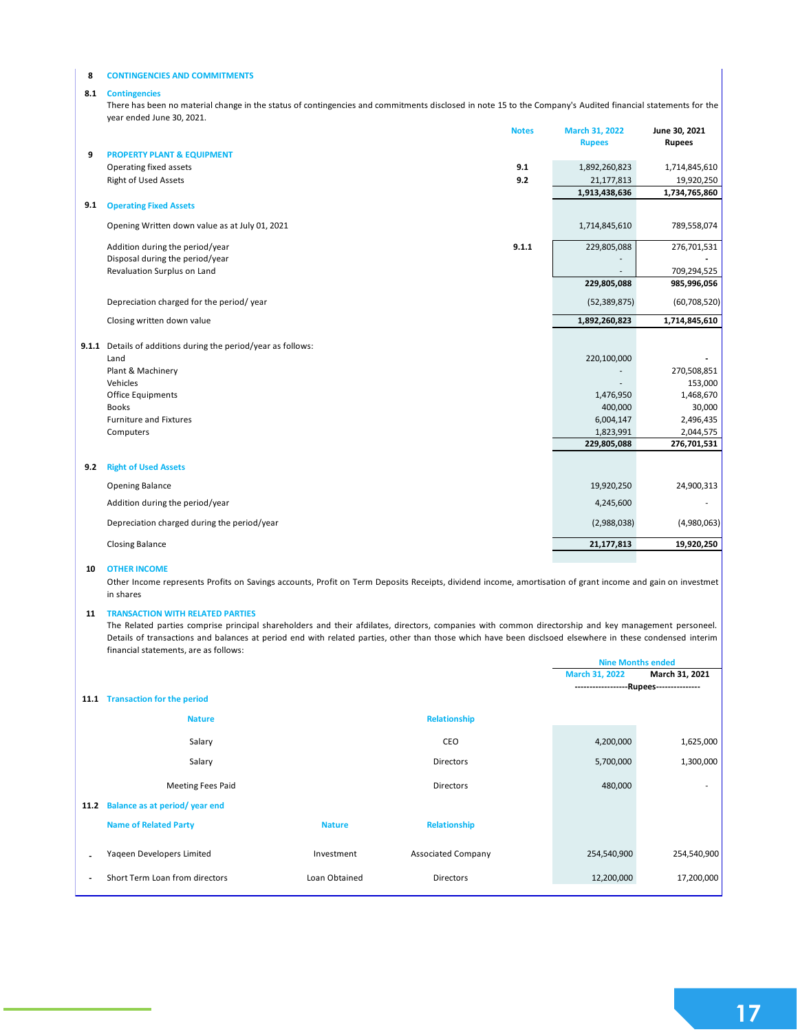## 8 CONTINGENCIES AND COMMITMENTS

### 8.1 Contingencies

There has been no material change in the status of contingencies and commitments disclosed in note 15 to the Company's Audited financial statements for the year ended June 30, 2021.

| | | Notes | March 31, 2022 Rupees | June 30, 2021 Rupees |
|---|---|---|---|---|
| **9** | **PROPERTY PLANT & EQUIPMENT** | | | |
| | Operating fixed assets | 9.1 | 1,892,260,823 | 1,714,845,610 |
| | Right of Used Assets | 9.2 | 21,177,813 | 19,920,250 |
| | | | **1,913,438,636** | **1,734,765,860** |
| **9.1** | **Operating Fixed Assets** | | | |
| | Opening Written down value as at July 01, 2021 | | 1,714,845,610 | 789,558,074 |
| | Addition during the period/year | 9.1.1 | 229,805,088 | 276,701,531 |
| | Disposal during the period/year | | - | - |
| | Revaluation Surplus on Land | | - | 709,294,525 |
| | | | **229,805,088** | **985,996,056** |
| | Depreciation charged for the period/ year | | (52,389,875) | (60,708,520) |
| | Closing written down value | | **1,892,260,823** | **1,714,845,610** |
| **9.1.1** | Details of additions during the period/year as follows: | | | |
| | Land | | 220,100,000 | - |
| | Plant & Machinery | | - | 270,508,851 |
| | Vehicles | | - | 153,000 |
| | Office Equipments | | 1,476,950 | 1,468,670 |
| | Books | | 400,000 | 30,000 |
| | Furniture and Fixtures | | 6,004,147 | 2,496,435 |
| | Computers | | 1,823,991 | 2,044,575 |
| | | | **229,805,088** | **276,701,531** |
| **9.2** | **Right of Used Assets** | | | |
| | Opening Balance | | 19,920,250 | 24,900,313 |
| | Addition during the period/year | | 4,245,600 | - |
| | Depreciation charged during the period/year | | (2,988,038) | (4,980,063) |
| | Closing Balance | | **21,177,813** | **19,920,250** |

## 10 OTHER INCOME

Other Income represents Profits on Savings accounts, Profit on Term Deposits Receipts, dividend income, amortisation of grant income and gain on investmet in shares

## 11 TRANSACTION WITH RELATED PARTIES

The Related parties comprise principal shareholders and their afdilates, directors, companies with common directorship and key management personeel. Details of transactions and balances at period end with related parties, other than those which have been disclsoed elsewhere in these condensed interim financial statements, are as follows:

### 11.1 Transaction for the period

| Nature | Relationship | Nine Months ended March 31, 2022 (Rupees) | Nine Months ended March 31, 2021 (Rupees) |
|---|---|---|---|
| Salary | CEO | 4,200,000 | 1,625,000 |
| Salary | Directors | 5,700,000 | 1,300,000 |
| Meeting Fees Paid | Directors | 480,000 | - |

### 11.2 Balance as at period/ year end

| Name of Related Party | Nature | Relationship | March 31, 2022 (Rupees) | March 31, 2021 (Rupees) |
|---|---|---|---|---|
| - Yaqeen Developers Limited | Investment | Associated Company | 254,540,900 | 254,540,900 |
| - Short Term Loan from directors | Loan Obtained | Directors | 12,200,000 | 17,200,000 |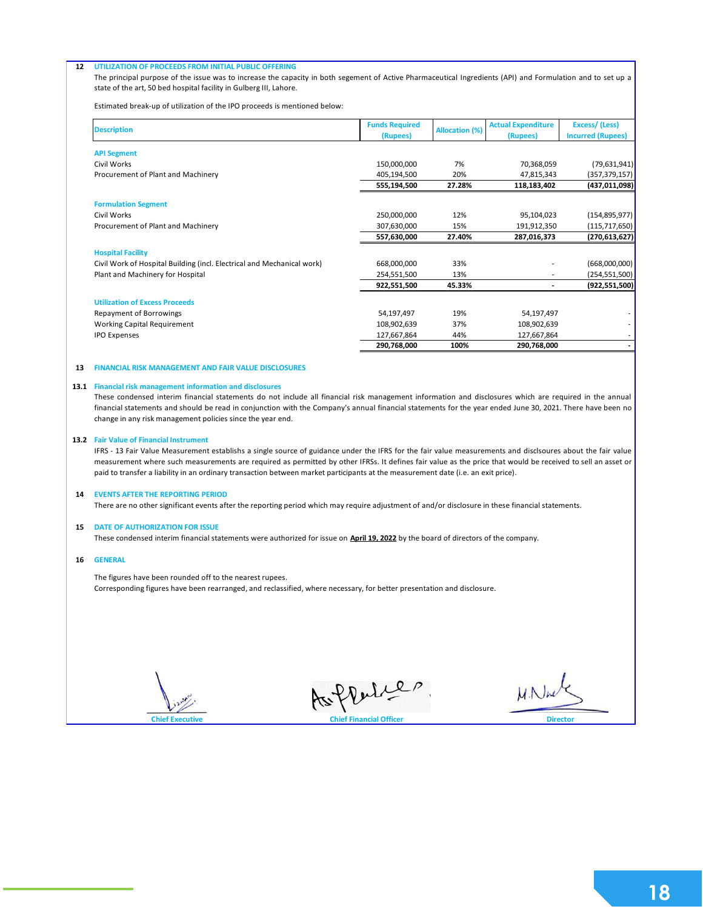## 12 UTILIZATION OF PROCEEDS FROM INITIAL PUBLIC OFFERING

The principal purpose of the issue was to increase the capacity in both segement of Active Pharmaceutical Ingredients (API) and Formulation and to set up a state of the art, 50 bed hospital facility in Gulberg III, Lahore.

Estimated break-up of utilization of the IPO proceeds is mentioned below:

| Description | Funds Required (Rupees) | Allocation (%) | Actual Expenditure (Rupees) | Excess/ (Less) Incurred (Rupees) |
|---|---|---|---|---|
| **API Segment** | | | | |
| Civil Works | 150,000,000 | 7% | 70,368,059 | (79,631,941) |
| Procurement of Plant and Machinery | 405,194,500 | 20% | 47,815,343 | (357,379,157) |
| | **555,194,500** | **27.28%** | **118,183,402** | **(437,011,098)** |
| **Formulation Segment** | | | | |
| Civil Works | 250,000,000 | 12% | 95,104,023 | (154,895,977) |
| Procurement of Plant and Machinery | 307,630,000 | 15% | 191,912,350 | (115,717,650) |
| | **557,630,000** | **27.40%** | **287,016,373** | **(270,613,627)** |
| **Hospital Facility** | | | | |
| Civil Work of Hospital Building (incl. Electrical and Mechanical work) | 668,000,000 | 33% | - | (668,000,000) |
| Plant and Machinery for Hospital | 254,551,500 | 13% | - | (254,551,500) |
| | **922,551,500** | **45.33%** | **-** | **(922,551,500)** |
| **Utilization of Excess Proceeds** | | | | |
| Repayment of Borrowings | 54,197,497 | 19% | 54,197,497 | - |
| Working Capital Requirement | 108,902,639 | 37% | 108,902,639 | - |
| IPO Expenses | 127,667,864 | 44% | 127,667,864 | - |
| | **290,768,000** | **100%** | **290,768,000** | **-** |

## 13 FINANCIAL RISK MANAGEMENT AND FAIR VALUE DISCLOSURES

### 13.1 Financial risk management information and disclosures

These condensed interim financial statements do not include all financial risk management information and disclosures which are required in the annual financial statements and should be read in conjunction with the Company's annual financial statements for the year ended June 30, 2021. There have been no change in any risk management policies since the year end.

### 13.2 Fair Value of Financial Instrument

IFRS - 13 Fair Value Measurement establishs a single source of guidance under the IFRS for the fair value measurements and disclsoures about the fair value measurement where such measurements are required as permitted by other IFRSs. It defines fair value as the price that would be received to sell an asset or paid to transfer a liability in an ordinary transaction between market participants at the measurement date (i.e. an exit price).

## 14 EVENTS AFTER THE REPORTING PERIOD

There are no other significant events after the reporting period which may require adjustment of and/or disclosure in these financial statements.

## 15 DATE OF AUTHORIZATION FOR ISSUE

These condensed interim financial statements were authorized for issue on **April 19, 2022** by the board of directors of the company.

## 16 GENERAL

The figures have been rounded off to the nearest rupees.
Corresponding figures have been rearranged, and reclassified, where necessary, for better presentation and disclosure.

Chief Executive | Chief Financial Officer | Director